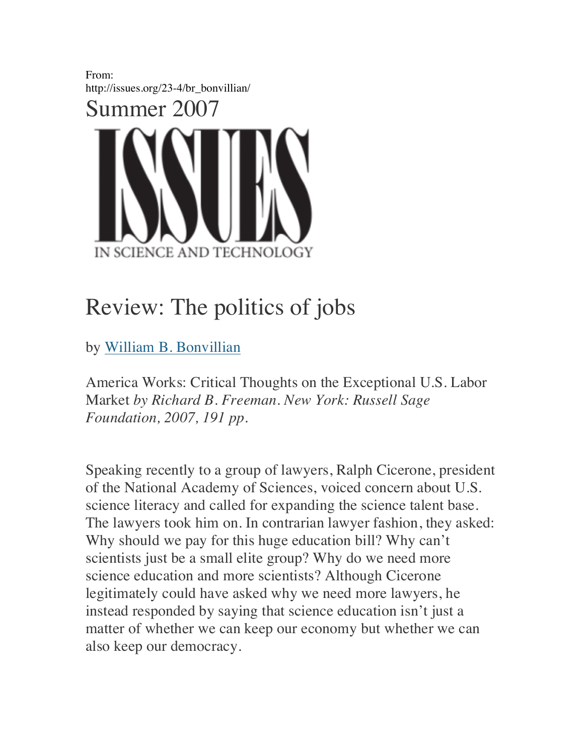From:
http://issues.org/23-4/br_bonvillian/

Summer 2007

ISSUES
IN SCIENCE AND TECHNOLOGY

# Review: The politics of jobs

by William B. Bonvillian

America Works: Critical Thoughts on the Exceptional U.S. Labor Market *by Richard B. Freeman. New York: Russell Sage Foundation, 2007, 191 pp.*

Speaking recently to a group of lawyers, Ralph Cicerone, president of the National Academy of Sciences, voiced concern about U.S. science literacy and called for expanding the science talent base. The lawyers took him on. In contrarian lawyer fashion, they asked: Why should we pay for this huge education bill? Why can't scientists just be a small elite group? Why do we need more science education and more scientists? Although Cicerone legitimately could have asked why we need more lawyers, he instead responded by saying that science education isn't just a matter of whether we can keep our economy but whether we can also keep our democracy.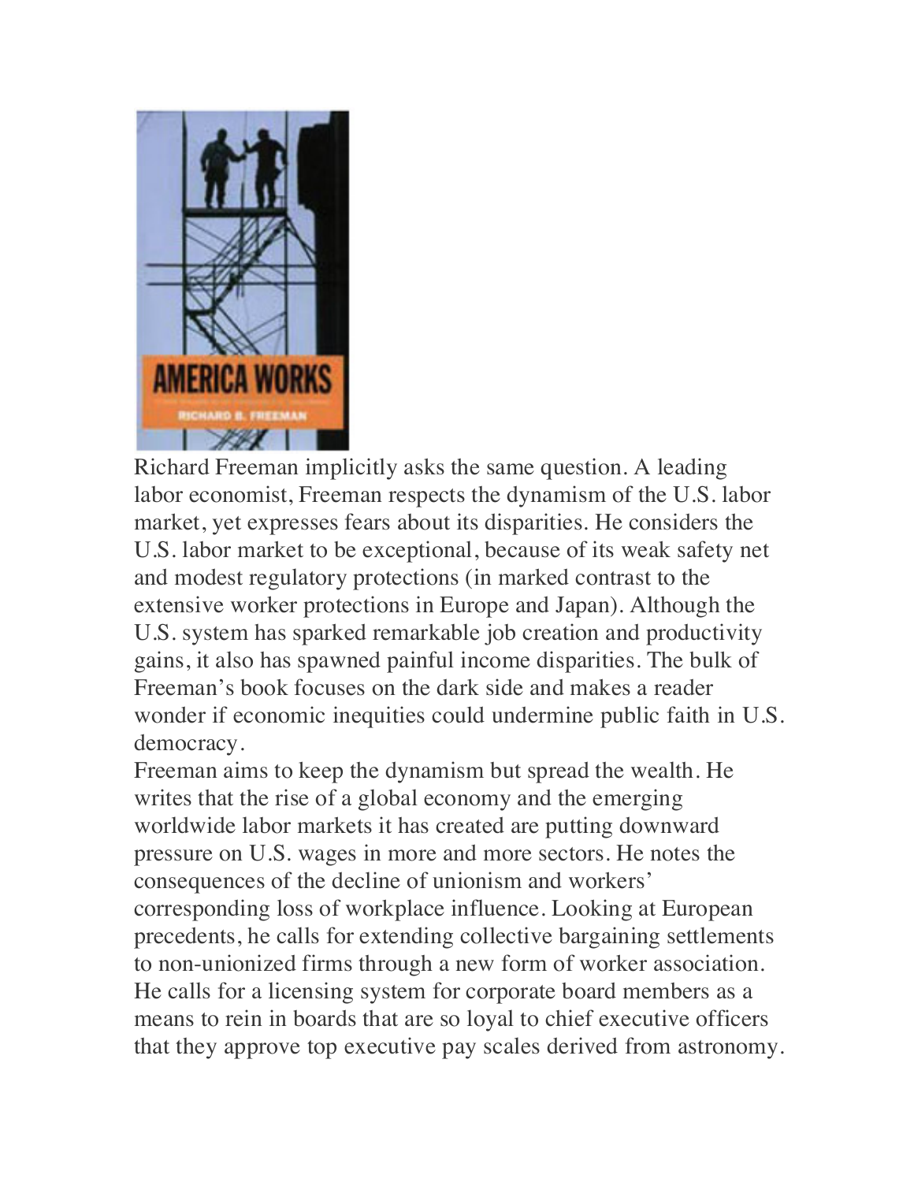Richard Freeman implicitly asks the same question. A leading labor economist, Freeman respects the dynamism of the U.S. labor market, yet expresses fears about its disparities. He considers the U.S. labor market to be exceptional, because of its weak safety net and modest regulatory protections (in marked contrast to the extensive worker protections in Europe and Japan). Although the U.S. system has sparked remarkable job creation and productivity gains, it also has spawned painful income disparities. The bulk of Freeman's book focuses on the dark side and makes a reader wonder if economic inequities could undermine public faith in U.S. democracy.

Freeman aims to keep the dynamism but spread the wealth. He writes that the rise of a global economy and the emerging worldwide labor markets it has created are putting downward pressure on U.S. wages in more and more sectors. He notes the consequences of the decline of unionism and workers' corresponding loss of workplace influence. Looking at European precedents, he calls for extending collective bargaining settlements to non-unionized firms through a new form of worker association. He calls for a licensing system for corporate board members as a means to rein in boards that are so loyal to chief executive officers that they approve top executive pay scales derived from astronomy.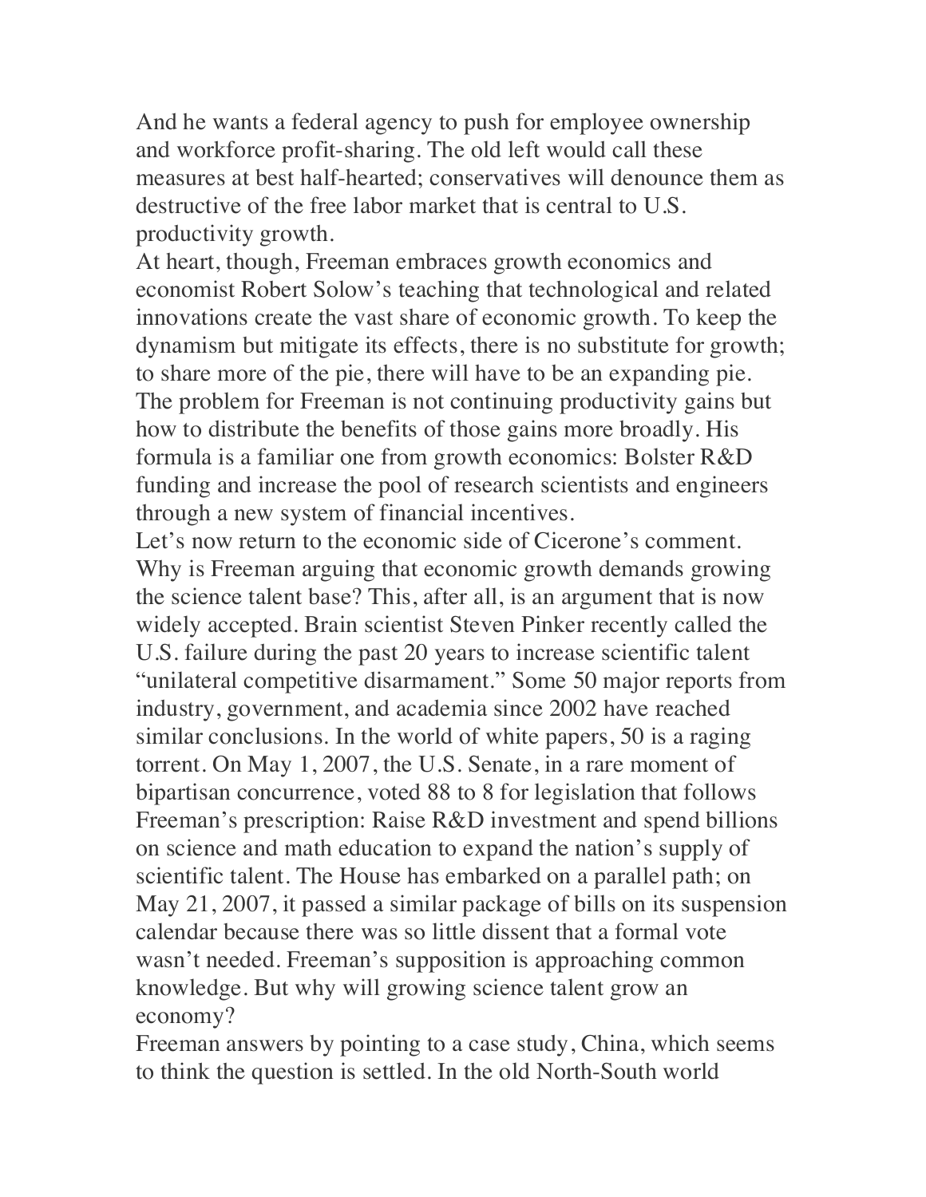And he wants a federal agency to push for employee ownership and workforce profit-sharing. The old left would call these measures at best half-hearted; conservatives will denounce them as destructive of the free labor market that is central to U.S. productivity growth.

At heart, though, Freeman embraces growth economics and economist Robert Solow's teaching that technological and related innovations create the vast share of economic growth. To keep the dynamism but mitigate its effects, there is no substitute for growth; to share more of the pie, there will have to be an expanding pie. The problem for Freeman is not continuing productivity gains but how to distribute the benefits of those gains more broadly. His formula is a familiar one from growth economics: Bolster R&D funding and increase the pool of research scientists and engineers through a new system of financial incentives.

Let's now return to the economic side of Cicerone's comment. Why is Freeman arguing that economic growth demands growing the science talent base? This, after all, is an argument that is now widely accepted. Brain scientist Steven Pinker recently called the U.S. failure during the past 20 years to increase scientific talent "unilateral competitive disarmament." Some 50 major reports from industry, government, and academia since 2002 have reached similar conclusions. In the world of white papers, 50 is a raging torrent. On May 1, 2007, the U.S. Senate, in a rare moment of bipartisan concurrence, voted 88 to 8 for legislation that follows Freeman's prescription: Raise R&D investment and spend billions on science and math education to expand the nation's supply of scientific talent. The House has embarked on a parallel path; on May 21, 2007, it passed a similar package of bills on its suspension calendar because there was so little dissent that a formal vote wasn't needed. Freeman's supposition is approaching common knowledge. But why will growing science talent grow an economy?

Freeman answers by pointing to a case study, China, which seems to think the question is settled. In the old North-South world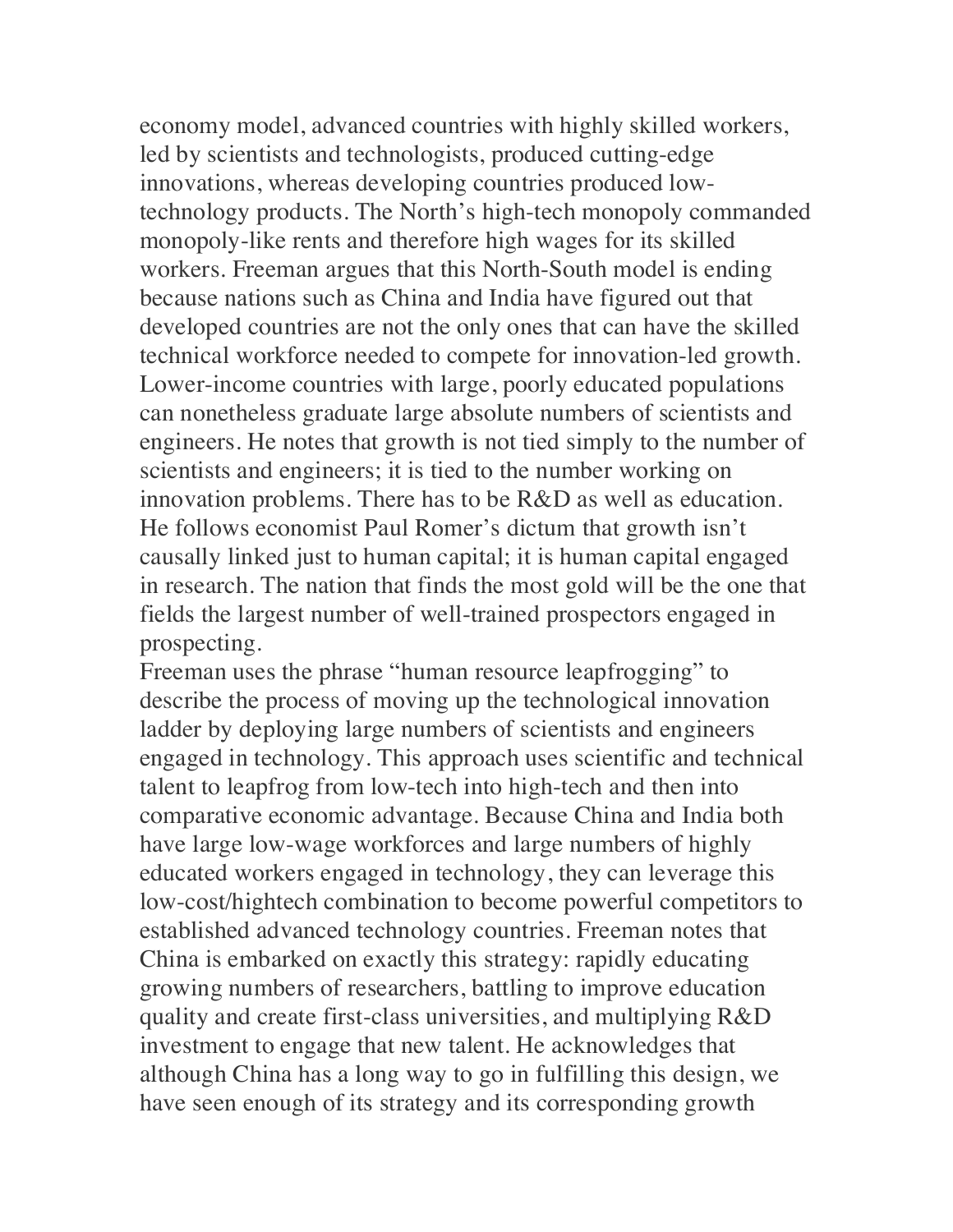economy model, advanced countries with highly skilled workers, led by scientists and technologists, produced cutting-edge innovations, whereas developing countries produced low-technology products. The North's high-tech monopoly commanded monopoly-like rents and therefore high wages for its skilled workers. Freeman argues that this North-South model is ending because nations such as China and India have figured out that developed countries are not the only ones that can have the skilled technical workforce needed to compete for innovation-led growth. Lower-income countries with large, poorly educated populations can nonetheless graduate large absolute numbers of scientists and engineers. He notes that growth is not tied simply to the number of scientists and engineers; it is tied to the number working on innovation problems. There has to be R&D as well as education. He follows economist Paul Romer's dictum that growth isn't causally linked just to human capital; it is human capital engaged in research. The nation that finds the most gold will be the one that fields the largest number of well-trained prospectors engaged in prospecting.

Freeman uses the phrase "human resource leapfrogging" to describe the process of moving up the technological innovation ladder by deploying large numbers of scientists and engineers engaged in technology. This approach uses scientific and technical talent to leapfrog from low-tech into high-tech and then into comparative economic advantage. Because China and India both have large low-wage workforces and large numbers of highly educated workers engaged in technology, they can leverage this low-cost/hightech combination to become powerful competitors to established advanced technology countries. Freeman notes that China is embarked on exactly this strategy: rapidly educating growing numbers of researchers, battling to improve education quality and create first-class universities, and multiplying R&D investment to engage that new talent. He acknowledges that although China has a long way to go in fulfilling this design, we have seen enough of its strategy and its corresponding growth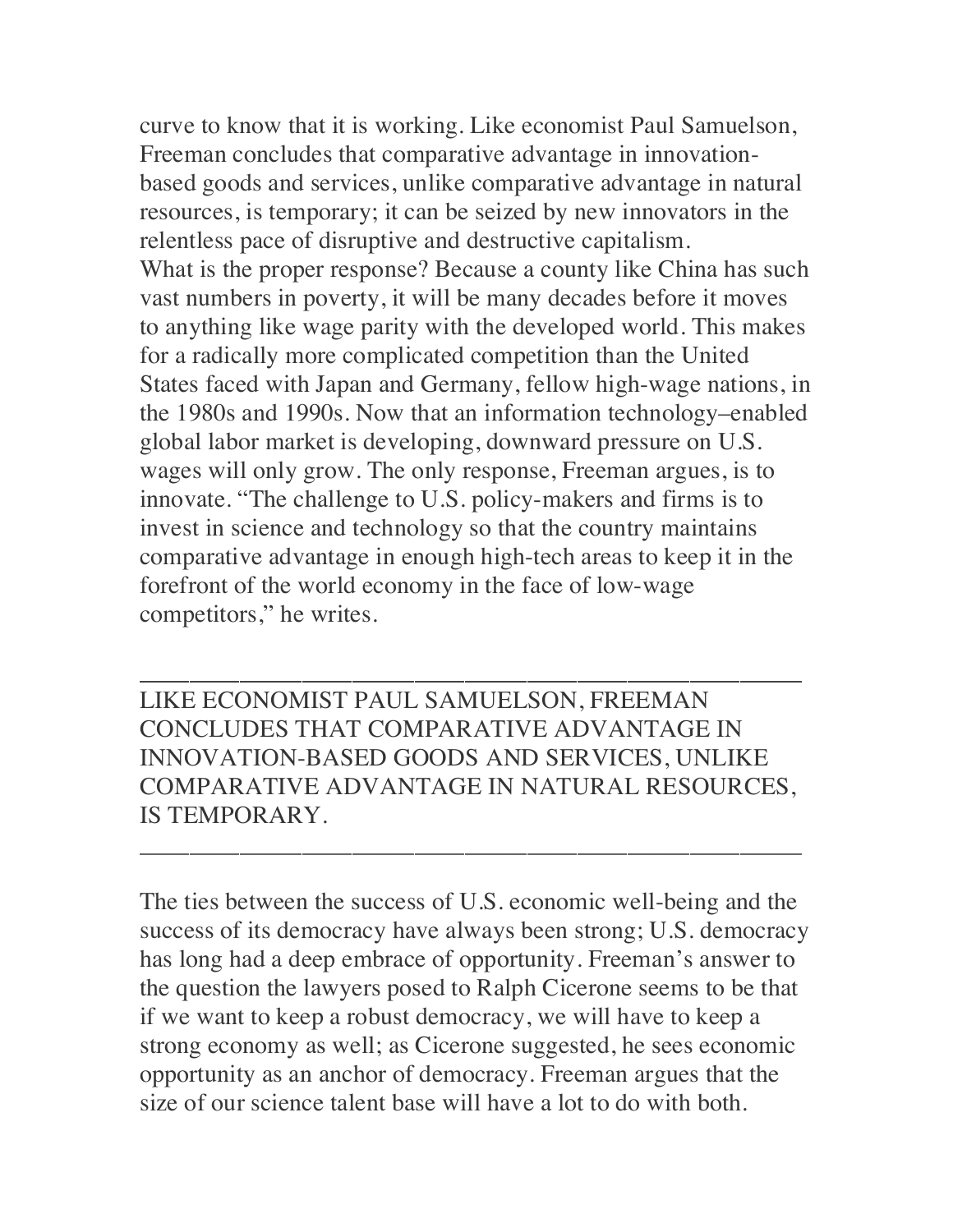curve to know that it is working. Like economist Paul Samuelson, Freeman concludes that comparative advantage in innovation-based goods and services, unlike comparative advantage in natural resources, is temporary; it can be seized by new innovators in the relentless pace of disruptive and destructive capitalism.

What is the proper response? Because a county like China has such vast numbers in poverty, it will be many decades before it moves to anything like wage parity with the developed world. This makes for a radically more complicated competition than the United States faced with Japan and Germany, fellow high-wage nations, in the 1980s and 1990s. Now that an information technology–enabled global labor market is developing, downward pressure on U.S. wages will only grow. The only response, Freeman argues, is to innovate. "The challenge to U.S. policy-makers and firms is to invest in science and technology so that the country maintains comparative advantage in enough high-tech areas to keep it in the forefront of the world economy in the face of low-wage competitors," he writes.

---

LIKE ECONOMIST PAUL SAMUELSON, FREEMAN CONCLUDES THAT COMPARATIVE ADVANTAGE IN INNOVATION-BASED GOODS AND SERVICES, UNLIKE COMPARATIVE ADVANTAGE IN NATURAL RESOURCES, IS TEMPORARY.

---

The ties between the success of U.S. economic well-being and the success of its democracy have always been strong; U.S. democracy has long had a deep embrace of opportunity. Freeman's answer to the question the lawyers posed to Ralph Cicerone seems to be that if we want to keep a robust democracy, we will have to keep a strong economy as well; as Cicerone suggested, he sees economic opportunity as an anchor of democracy. Freeman argues that the size of our science talent base will have a lot to do with both.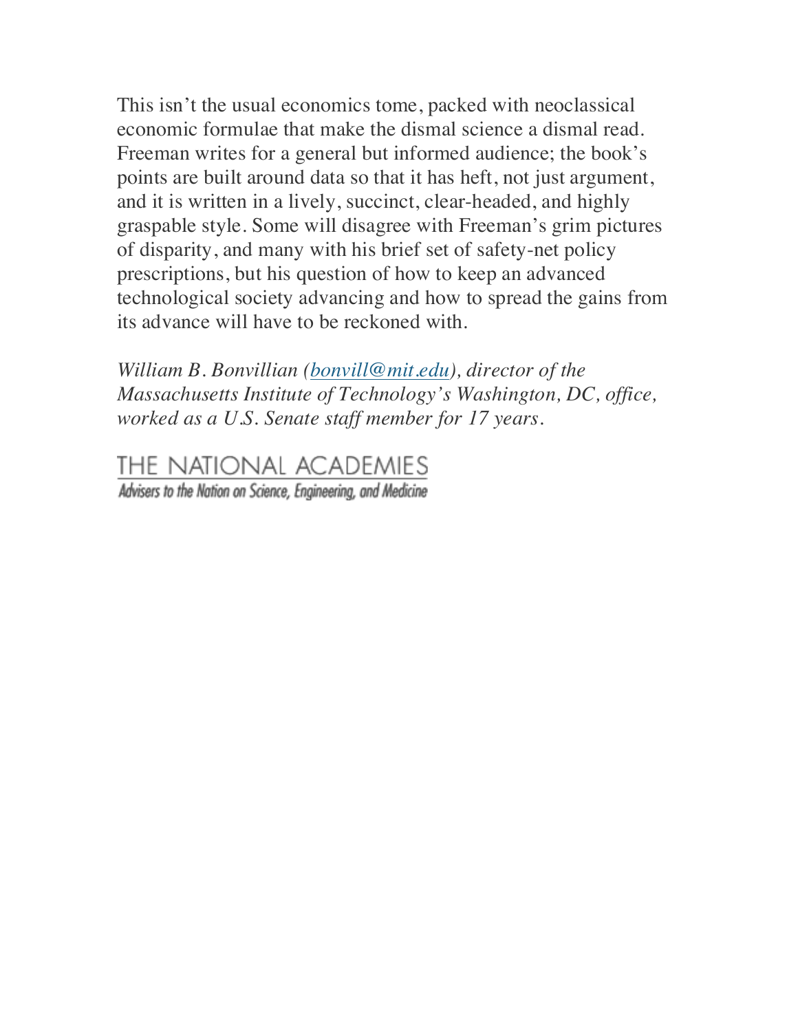This isn't the usual economics tome, packed with neoclassical economic formulae that make the dismal science a dismal read. Freeman writes for a general but informed audience; the book's points are built around data so that it has heft, not just argument, and it is written in a lively, succinct, clear-headed, and highly graspable style. Some will disagree with Freeman's grim pictures of disparity, and many with his brief set of safety-net policy prescriptions, but his question of how to keep an advanced technological society advancing and how to spread the gains from its advance will have to be reckoned with.

*William B. Bonvillian (bonvill@mit.edu), director of the Massachusetts Institute of Technology's Washington, DC, office, worked as a U.S. Senate staff member for 17 years.*

THE NATIONAL ACADEMIES
Advisers to the Nation on Science, Engineering, and Medicine